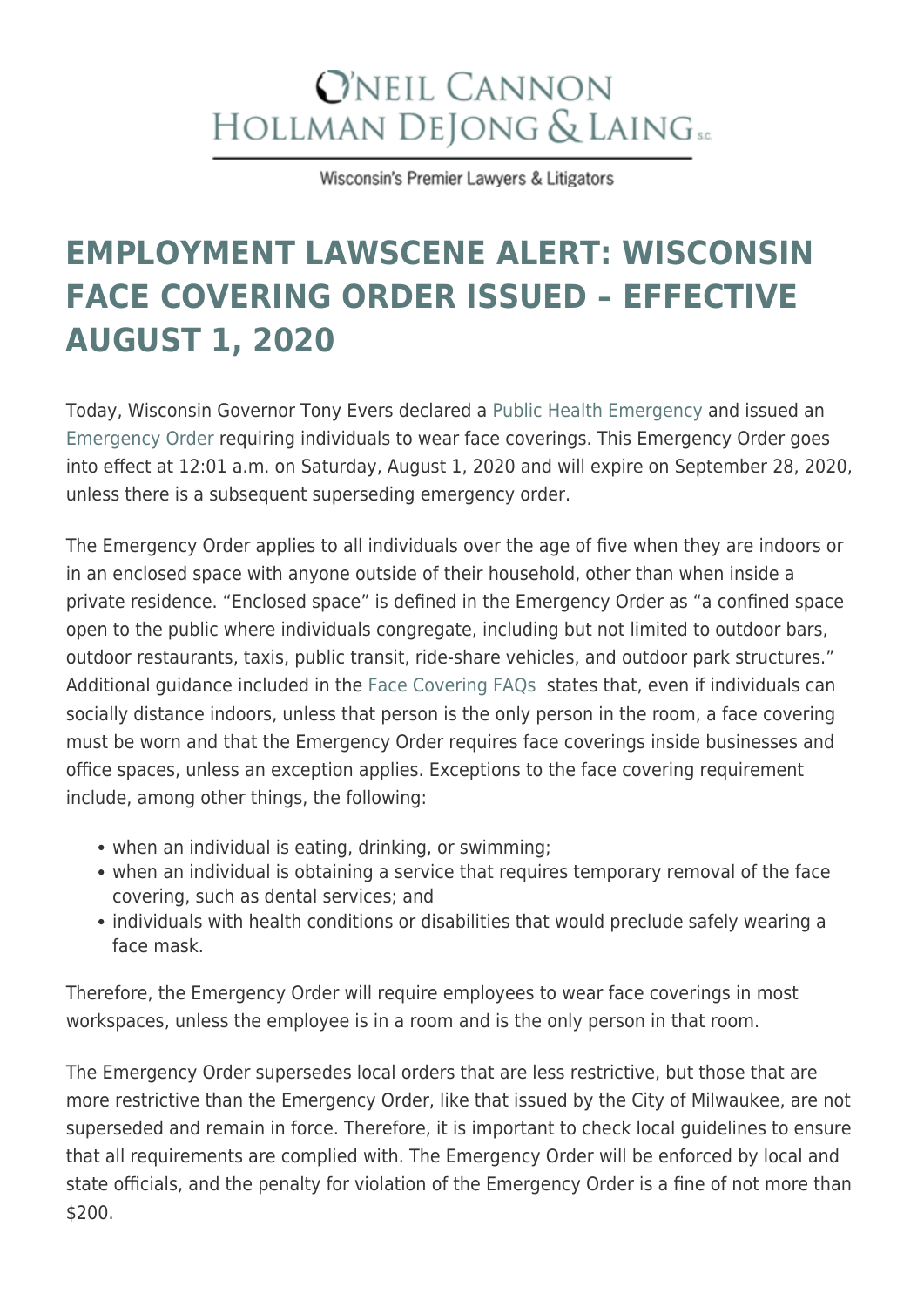# O'NEIL CANNON HOLLMAN DEJONG & LAING S.C.

Wisconsin's Premier Lawyers & Litigators

# EMPLOYMENT LAWSCENE ALERT: WISCONSIN FACE COVERING ORDER ISSUED – EFFECTIVE AUGUST 1, 2020

Today, Wisconsin Governor Tony Evers declared a Public Health Emergency and issued an Emergency Order requiring individuals to wear face coverings. This Emergency Order goes into effect at 12:01 a.m. on Saturday, August 1, 2020 and will expire on September 28, 2020, unless there is a subsequent superseding emergency order.

The Emergency Order applies to all individuals over the age of five when they are indoors or in an enclosed space with anyone outside of their household, other than when inside a private residence. "Enclosed space" is defined in the Emergency Order as "a confined space open to the public where individuals congregate, including but not limited to outdoor bars, outdoor restaurants, taxis, public transit, ride-share vehicles, and outdoor park structures." Additional guidance included in the Face Covering FAQs states that, even if individuals can socially distance indoors, unless that person is the only person in the room, a face covering must be worn and that the Emergency Order requires face coverings inside businesses and office spaces, unless an exception applies. Exceptions to the face covering requirement include, among other things, the following:

- when an individual is eating, drinking, or swimming;
- when an individual is obtaining a service that requires temporary removal of the face covering, such as dental services; and
- individuals with health conditions or disabilities that would preclude safely wearing a face mask.

Therefore, the Emergency Order will require employees to wear face coverings in most workspaces, unless the employee is in a room and is the only person in that room.

The Emergency Order supersedes local orders that are less restrictive, but those that are more restrictive than the Emergency Order, like that issued by the City of Milwaukee, are not superseded and remain in force. Therefore, it is important to check local guidelines to ensure that all requirements are complied with. The Emergency Order will be enforced by local and state officials, and the penalty for violation of the Emergency Order is a fine of not more than $200.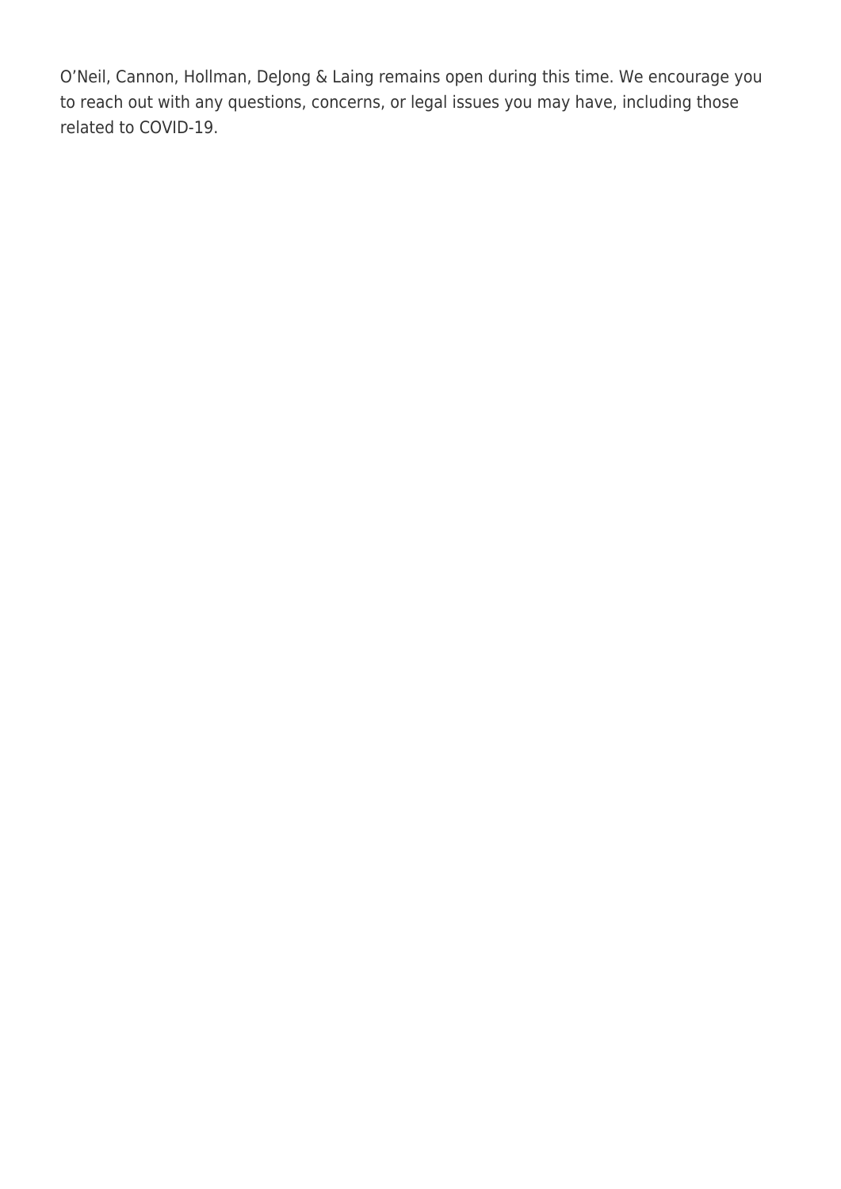O’Neil, Cannon, Hollman, DeJong & Laing remains open during this time. We encourage you to reach out with any questions, concerns, or legal issues you may have, including those related to COVID-19.